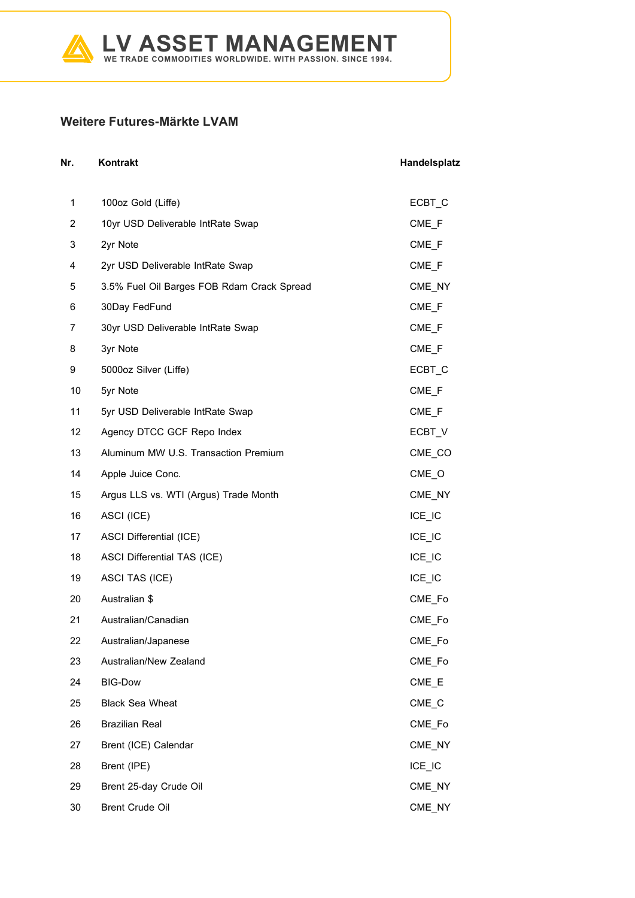LV ASSET MANAGEMENT

WE TRADE COMMODITIES WORLDWIDE. WITH PASSION. SINCE 1994.

## Weitere Futures-Märkte LVAM

| Nr. | Kontrakt | Handelsplatz |
|---|---|---|
| 1 | 100oz Gold (Liffe) | ECBT_C |
| 2 | 10yr USD Deliverable IntRate Swap | CME_F |
| 3 | 2yr Note | CME_F |
| 4 | 2yr USD Deliverable IntRate Swap | CME_F |
| 5 | 3.5% Fuel Oil Barges FOB Rdam Crack Spread | CME_NY |
| 6 | 30Day FedFund | CME_F |
| 7 | 30yr USD Deliverable IntRate Swap | CME_F |
| 8 | 3yr Note | CME_F |
| 9 | 5000oz Silver (Liffe) | ECBT_C |
| 10 | 5yr Note | CME_F |
| 11 | 5yr USD Deliverable IntRate Swap | CME_F |
| 12 | Agency DTCC GCF Repo Index | ECBT_V |
| 13 | Aluminum MW U.S. Transaction Premium | CME_CO |
| 14 | Apple Juice Conc. | CME_O |
| 15 | Argus LLS vs. WTI (Argus) Trade Month | CME_NY |
| 16 | ASCI (ICE) | ICE_IC |
| 17 | ASCI Differential (ICE) | ICE_IC |
| 18 | ASCI Differential TAS (ICE) | ICE_IC |
| 19 | ASCI TAS (ICE) | ICE_IC |
| 20 | Australian $ | CME_Fo |
| 21 | Australian/Canadian | CME_Fo |
| 22 | Australian/Japanese | CME_Fo |
| 23 | Australian/New Zealand | CME_Fo |
| 24 | BIG-Dow | CME_E |
| 25 | Black Sea Wheat | CME_C |
| 26 | Brazilian Real | CME_Fo |
| 27 | Brent (ICE) Calendar | CME_NY |
| 28 | Brent (IPE) | ICE_IC |
| 29 | Brent 25-day Crude Oil | CME_NY |
| 30 | Brent Crude Oil | CME_NY |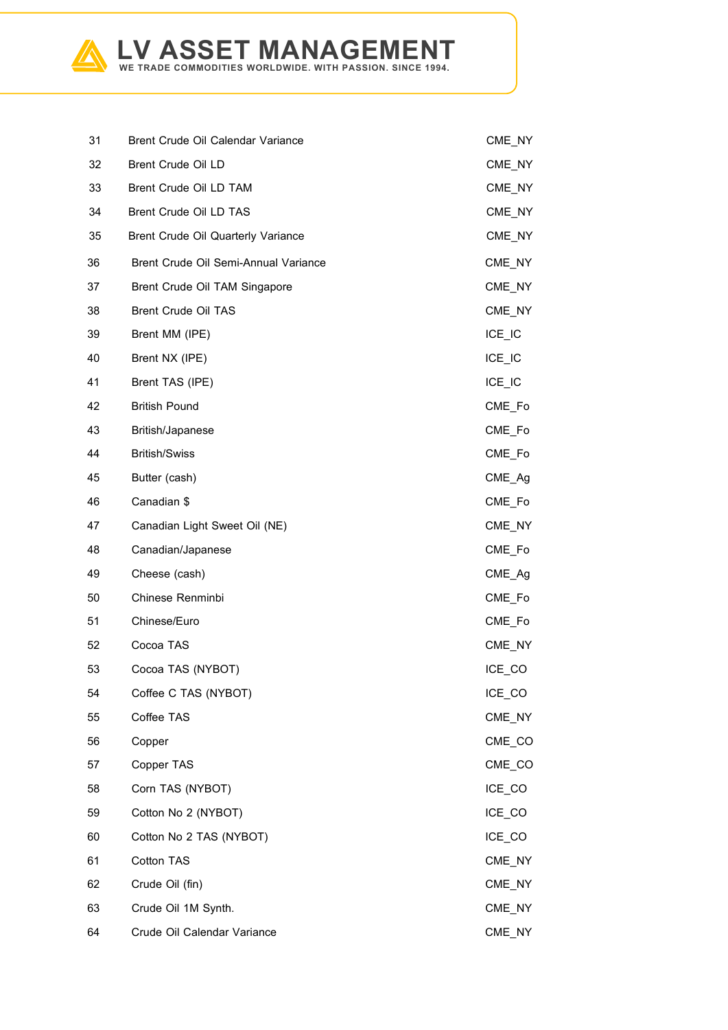| | | |
|---|---|---|
| 31 | Brent Crude Oil Calendar Variance | CME_NY |
| 32 | Brent Crude Oil LD | CME_NY |
| 33 | Brent Crude Oil LD TAM | CME_NY |
| 34 | Brent Crude Oil LD TAS | CME_NY |
| 35 | Brent Crude Oil Quarterly Variance | CME_NY |
| 36 | Brent Crude Oil Semi-Annual Variance | CME_NY |
| 37 | Brent Crude Oil TAM Singapore | CME_NY |
| 38 | Brent Crude Oil TAS | CME_NY |
| 39 | Brent MM (IPE) | ICE_IC |
| 40 | Brent NX (IPE) | ICE_IC |
| 41 | Brent TAS (IPE) | ICE_IC |
| 42 | British Pound | CME_Fo |
| 43 | British/Japanese | CME_Fo |
| 44 | British/Swiss | CME_Fo |
| 45 | Butter (cash) | CME_Ag |
| 46 | Canadian $ | CME_Fo |
| 47 | Canadian Light Sweet Oil (NE) | CME_NY |
| 48 | Canadian/Japanese | CME_Fo |
| 49 | Cheese (cash) | CME_Ag |
| 50 | Chinese Renminbi | CME_Fo |
| 51 | Chinese/Euro | CME_Fo |
| 52 | Cocoa TAS | CME_NY |
| 53 | Cocoa TAS (NYBOT) | ICE_CO |
| 54 | Coffee C TAS (NYBOT) | ICE_CO |
| 55 | Coffee TAS | CME_NY |
| 56 | Copper | CME_CO |
| 57 | Copper TAS | CME_CO |
| 58 | Corn TAS (NYBOT) | ICE_CO |
| 59 | Cotton No 2 (NYBOT) | ICE_CO |
| 60 | Cotton No 2 TAS (NYBOT) | ICE_CO |
| 61 | Cotton TAS | CME_NY |
| 62 | Crude Oil (fin) | CME_NY |
| 63 | Crude Oil 1M Synth. | CME_NY |
| 64 | Crude Oil Calendar Variance | CME_NY |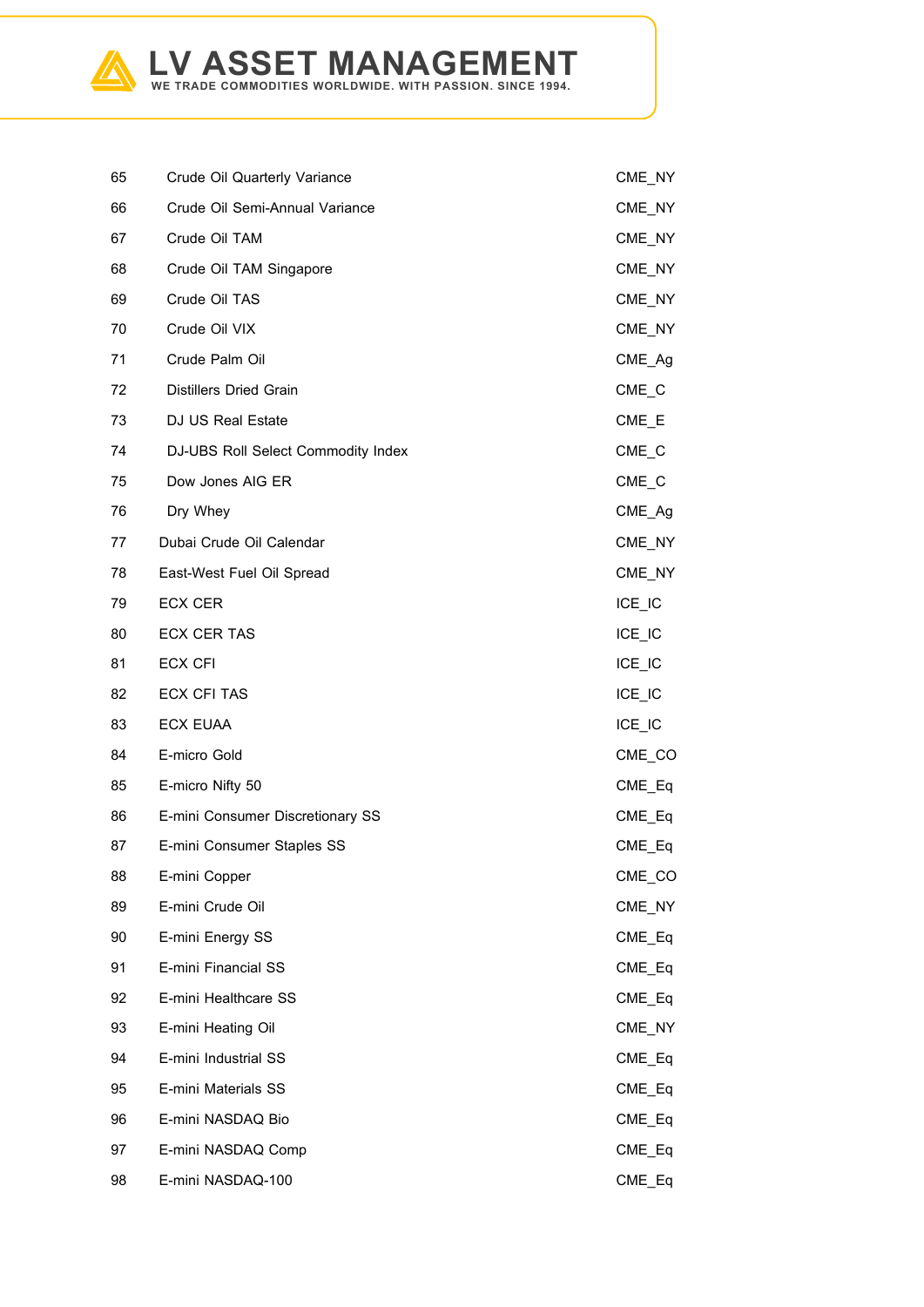| | | |
|---|---|---|
| 65 | Crude Oil Quarterly Variance | CME_NY |
| 66 | Crude Oil Semi-Annual Variance | CME_NY |
| 67 | Crude Oil TAM | CME_NY |
| 68 | Crude Oil TAM Singapore | CME_NY |
| 69 | Crude Oil TAS | CME_NY |
| 70 | Crude Oil VIX | CME_NY |
| 71 | Crude Palm Oil | CME_Ag |
| 72 | Distillers Dried Grain | CME_C |
| 73 | DJ US Real Estate | CME_E |
| 74 | DJ-UBS Roll Select Commodity Index | CME_C |
| 75 | Dow Jones AIG ER | CME_C |
| 76 | Dry Whey | CME_Ag |
| 77 | Dubai Crude Oil Calendar | CME_NY |
| 78 | East-West Fuel Oil Spread | CME_NY |
| 79 | ECX CER | ICE_IC |
| 80 | ECX CER TAS | ICE_IC |
| 81 | ECX CFI | ICE_IC |
| 82 | ECX CFI TAS | ICE_IC |
| 83 | ECX EUAA | ICE_IC |
| 84 | E-micro Gold | CME_CO |
| 85 | E-micro Nifty 50 | CME_Eq |
| 86 | E-mini Consumer Discretionary SS | CME_Eq |
| 87 | E-mini Consumer Staples SS | CME_Eq |
| 88 | E-mini Copper | CME_CO |
| 89 | E-mini Crude Oil | CME_NY |
| 90 | E-mini Energy SS | CME_Eq |
| 91 | E-mini Financial SS | CME_Eq |
| 92 | E-mini Healthcare SS | CME_Eq |
| 93 | E-mini Heating Oil | CME_NY |
| 94 | E-mini Industrial SS | CME_Eq |
| 95 | E-mini Materials SS | CME_Eq |
| 96 | E-mini NASDAQ Bio | CME_Eq |
| 97 | E-mini NASDAQ Comp | CME_Eq |
| 98 | E-mini NASDAQ-100 | CME_Eq |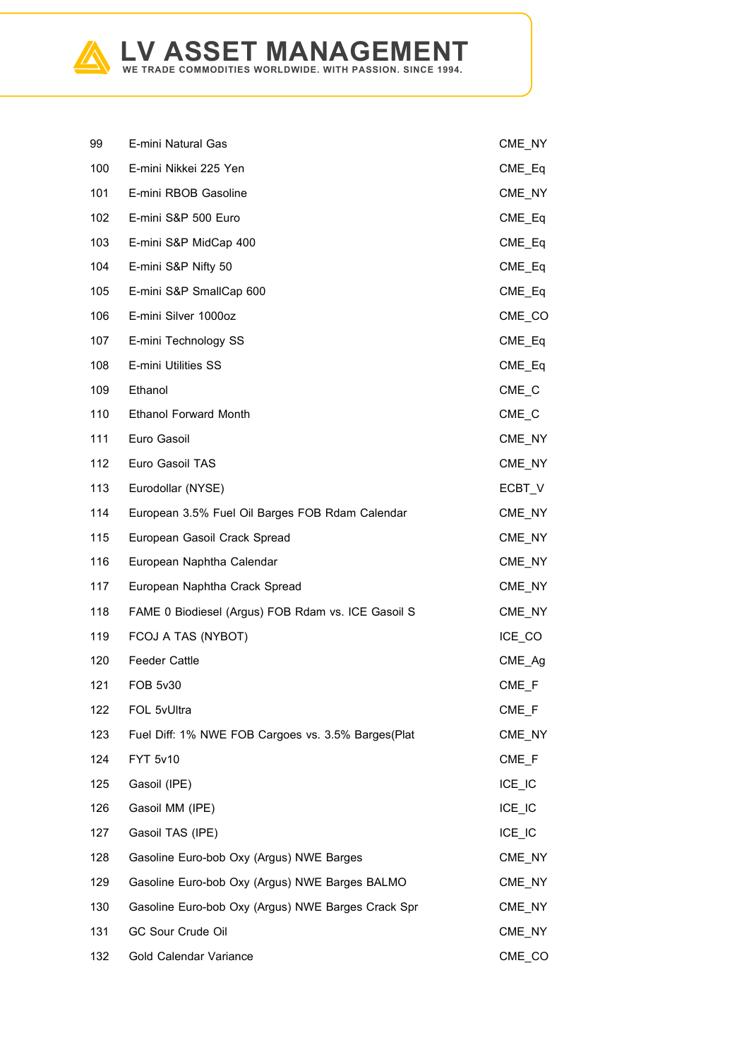| | | |
|---|---|---|
| 99 | E-mini Natural Gas | CME_NY |
| 100 | E-mini Nikkei 225 Yen | CME_Eq |
| 101 | E-mini RBOB Gasoline | CME_NY |
| 102 | E-mini S&P 500 Euro | CME_Eq |
| 103 | E-mini S&P MidCap 400 | CME_Eq |
| 104 | E-mini S&P Nifty 50 | CME_Eq |
| 105 | E-mini S&P SmallCap 600 | CME_Eq |
| 106 | E-mini Silver 1000oz | CME_CO |
| 107 | E-mini Technology SS | CME_Eq |
| 108 | E-mini Utilities SS | CME_Eq |
| 109 | Ethanol | CME_C |
| 110 | Ethanol Forward Month | CME_C |
| 111 | Euro Gasoil | CME_NY |
| 112 | Euro Gasoil TAS | CME_NY |
| 113 | Eurodollar (NYSE) | ECBT_V |
| 114 | European 3.5% Fuel Oil Barges FOB Rdam Calendar | CME_NY |
| 115 | European Gasoil Crack Spread | CME_NY |
| 116 | European Naphtha Calendar | CME_NY |
| 117 | European Naphtha Crack Spread | CME_NY |
| 118 | FAME 0 Biodiesel (Argus) FOB Rdam vs. ICE Gasoil S | CME_NY |
| 119 | FCOJ A TAS (NYBOT) | ICE_CO |
| 120 | Feeder Cattle | CME_Ag |
| 121 | FOB 5v30 | CME_F |
| 122 | FOL 5vUltra | CME_F |
| 123 | Fuel Diff: 1% NWE FOB Cargoes vs. 3.5% Barges(Plat | CME_NY |
| 124 | FYT 5v10 | CME_F |
| 125 | Gasoil (IPE) | ICE_IC |
| 126 | Gasoil MM (IPE) | ICE_IC |
| 127 | Gasoil TAS (IPE) | ICE_IC |
| 128 | Gasoline Euro-bob Oxy (Argus) NWE Barges | CME_NY |
| 129 | Gasoline Euro-bob Oxy (Argus) NWE Barges BALMO | CME_NY |
| 130 | Gasoline Euro-bob Oxy (Argus) NWE Barges Crack Spr | CME_NY |
| 131 | GC Sour Crude Oil | CME_NY |
| 132 | Gold Calendar Variance | CME_CO |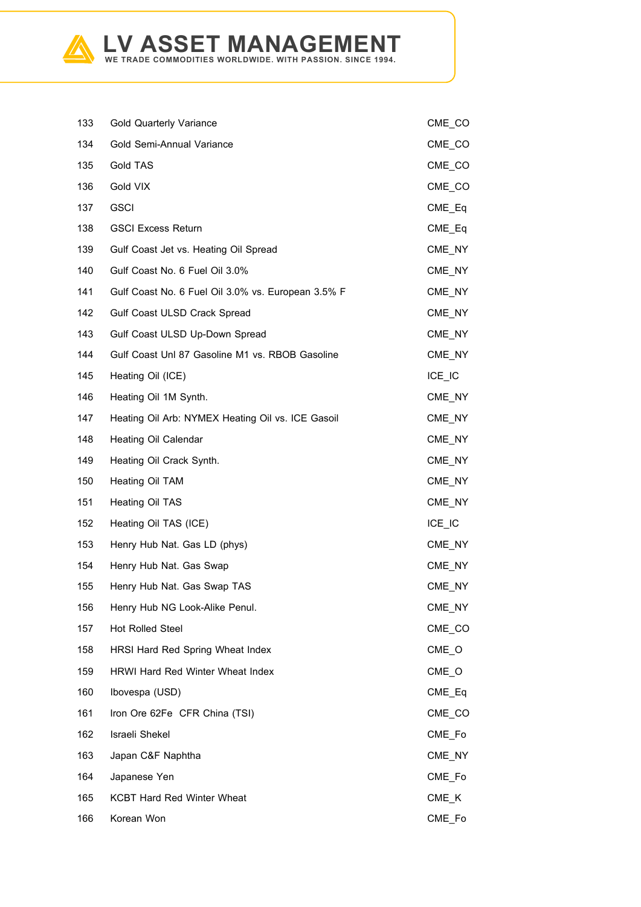| | | |
|---|---|---|
| 133 | Gold Quarterly Variance | CME_CO |
| 134 | Gold Semi-Annual Variance | CME_CO |
| 135 | Gold TAS | CME_CO |
| 136 | Gold VIX | CME_CO |
| 137 | GSCI | CME_Eq |
| 138 | GSCI Excess Return | CME_Eq |
| 139 | Gulf Coast Jet vs. Heating Oil Spread | CME_NY |
| 140 | Gulf Coast No. 6 Fuel Oil 3.0% | CME_NY |
| 141 | Gulf Coast No. 6 Fuel Oil 3.0% vs. European 3.5% F | CME_NY |
| 142 | Gulf Coast ULSD Crack Spread | CME_NY |
| 143 | Gulf Coast ULSD Up-Down Spread | CME_NY |
| 144 | Gulf Coast Unl 87 Gasoline M1 vs. RBOB Gasoline | CME_NY |
| 145 | Heating Oil (ICE) | ICE_IC |
| 146 | Heating Oil 1M Synth. | CME_NY |
| 147 | Heating Oil Arb: NYMEX Heating Oil vs. ICE Gasoil | CME_NY |
| 148 | Heating Oil Calendar | CME_NY |
| 149 | Heating Oil Crack Synth. | CME_NY |
| 150 | Heating Oil TAM | CME_NY |
| 151 | Heating Oil TAS | CME_NY |
| 152 | Heating Oil TAS (ICE) | ICE_IC |
| 153 | Henry Hub Nat. Gas LD (phys) | CME_NY |
| 154 | Henry Hub Nat. Gas Swap | CME_NY |
| 155 | Henry Hub Nat. Gas Swap TAS | CME_NY |
| 156 | Henry Hub NG Look-Alike Penul. | CME_NY |
| 157 | Hot Rolled Steel | CME_CO |
| 158 | HRSI Hard Red Spring Wheat Index | CME_O |
| 159 | HRWI Hard Red Winter Wheat Index | CME_O |
| 160 | Ibovespa (USD) | CME_Eq |
| 161 | Iron Ore 62Fe CFR China (TSI) | CME_CO |
| 162 | Israeli Shekel | CME_Fo |
| 163 | Japan C&F Naphtha | CME_NY |
| 164 | Japanese Yen | CME_Fo |
| 165 | KCBT Hard Red Winter Wheat | CME_K |
| 166 | Korean Won | CME_Fo |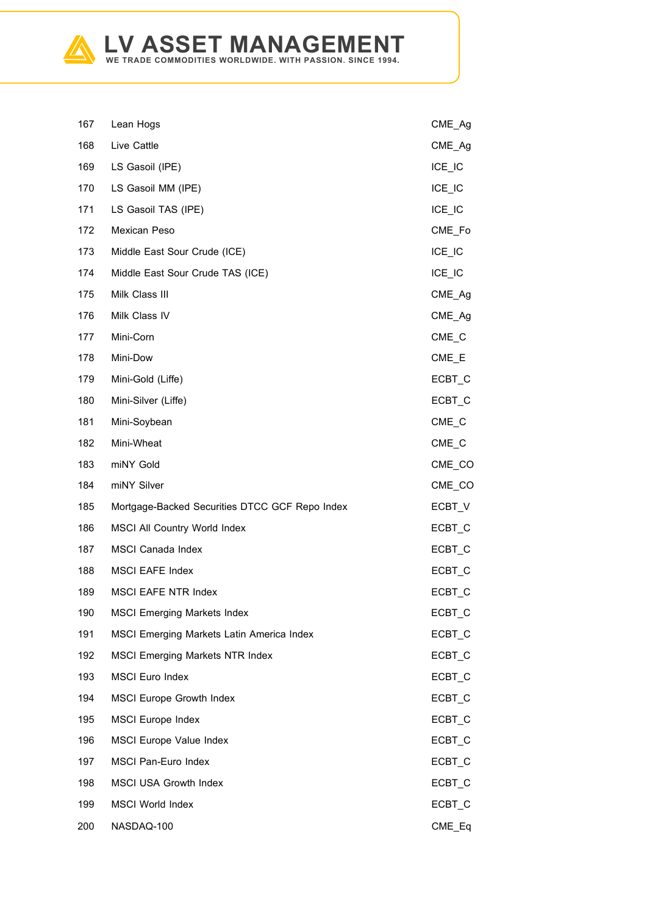| | | |
|---|---|---|
| 167 | Lean Hogs | CME_Ag |
| 168 | Live Cattle | CME_Ag |
| 169 | LS Gasoil (IPE) | ICE_IC |
| 170 | LS Gasoil MM (IPE) | ICE_IC |
| 171 | LS Gasoil TAS (IPE) | ICE_IC |
| 172 | Mexican Peso | CME_Fo |
| 173 | Middle East Sour Crude (ICE) | ICE_IC |
| 174 | Middle East Sour Crude TAS (ICE) | ICE_IC |
| 175 | Milk Class III | CME_Ag |
| 176 | Milk Class IV | CME_Ag |
| 177 | Mini-Corn | CME_C |
| 178 | Mini-Dow | CME_E |
| 179 | Mini-Gold (Liffe) | ECBT_C |
| 180 | Mini-Silver (Liffe) | ECBT_C |
| 181 | Mini-Soybean | CME_C |
| 182 | Mini-Wheat | CME_C |
| 183 | miNY Gold | CME_CO |
| 184 | miNY Silver | CME_CO |
| 185 | Mortgage-Backed Securities DTCC GCF Repo Index | ECBT_V |
| 186 | MSCI All Country World Index | ECBT_C |
| 187 | MSCI Canada Index | ECBT_C |
| 188 | MSCI EAFE Index | ECBT_C |
| 189 | MSCI EAFE NTR Index | ECBT_C |
| 190 | MSCI Emerging Markets Index | ECBT_C |
| 191 | MSCI Emerging Markets Latin America Index | ECBT_C |
| 192 | MSCI Emerging Markets NTR Index | ECBT_C |
| 193 | MSCI Euro Index | ECBT_C |
| 194 | MSCI Europe Growth Index | ECBT_C |
| 195 | MSCI Europe Index | ECBT_C |
| 196 | MSCI Europe Value Index | ECBT_C |
| 197 | MSCI Pan-Euro Index | ECBT_C |
| 198 | MSCI USA Growth Index | ECBT_C |
| 199 | MSCI World Index | ECBT_C |
| 200 | NASDAQ-100 | CME_Eq |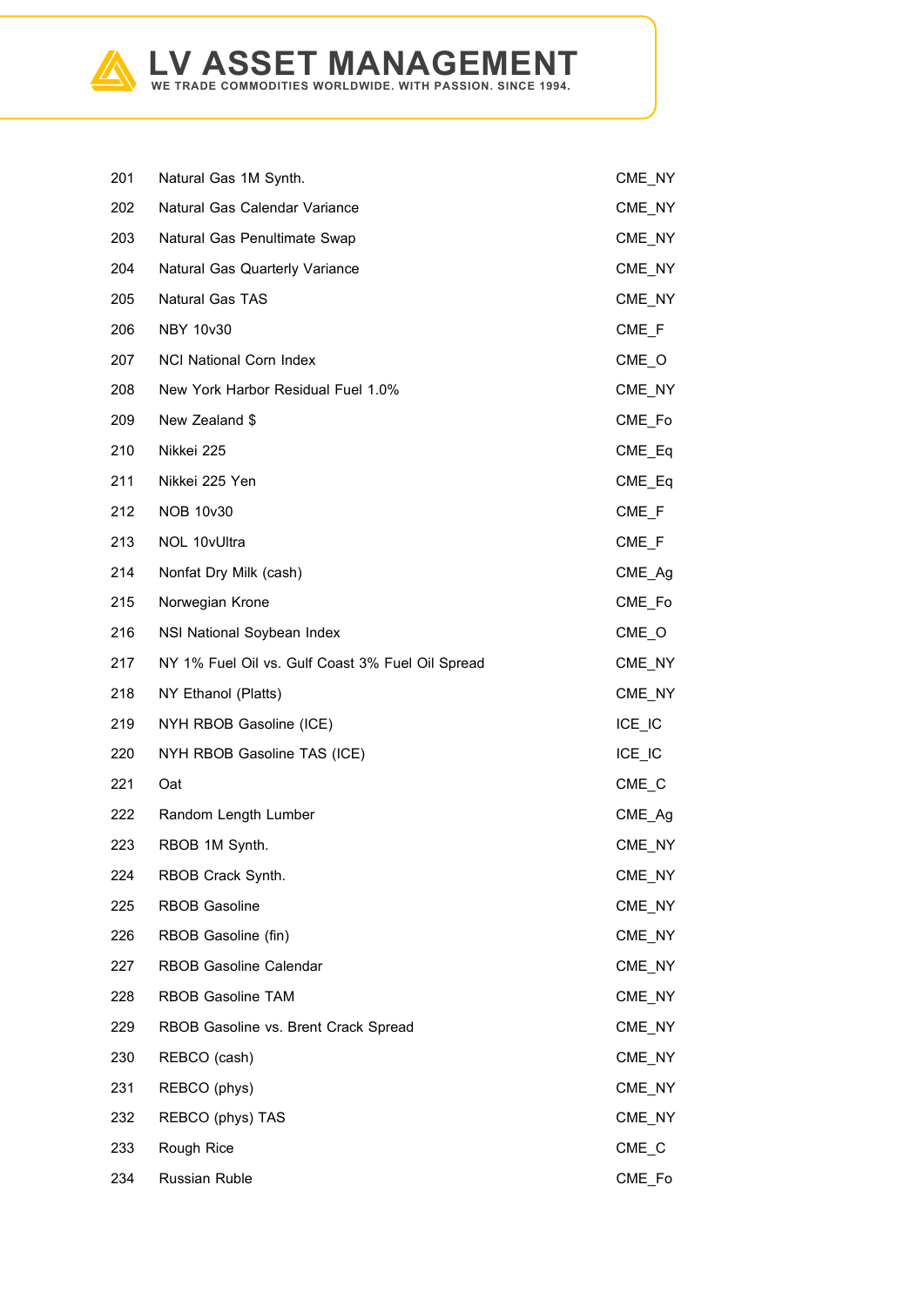| | | |
|---|---|---|
| 201 | Natural Gas 1M Synth. | CME_NY |
| 202 | Natural Gas Calendar Variance | CME_NY |
| 203 | Natural Gas Penultimate Swap | CME_NY |
| 204 | Natural Gas Quarterly Variance | CME_NY |
| 205 | Natural Gas TAS | CME_NY |
| 206 | NBY 10v30 | CME_F |
| 207 | NCI National Corn Index | CME_O |
| 208 | New York Harbor Residual Fuel 1.0% | CME_NY |
| 209 | New Zealand $ | CME_Fo |
| 210 | Nikkei 225 | CME_Eq |
| 211 | Nikkei 225 Yen | CME_Eq |
| 212 | NOB 10v30 | CME_F |
| 213 | NOL 10vUltra | CME_F |
| 214 | Nonfat Dry Milk (cash) | CME_Ag |
| 215 | Norwegian Krone | CME_Fo |
| 216 | NSI National Soybean Index | CME_O |
| 217 | NY 1% Fuel Oil vs. Gulf Coast 3% Fuel Oil Spread | CME_NY |
| 218 | NY Ethanol (Platts) | CME_NY |
| 219 | NYH RBOB Gasoline (ICE) | ICE_IC |
| 220 | NYH RBOB Gasoline TAS (ICE) | ICE_IC |
| 221 | Oat | CME_C |
| 222 | Random Length Lumber | CME_Ag |
| 223 | RBOB 1M Synth. | CME_NY |
| 224 | RBOB Crack Synth. | CME_NY |
| 225 | RBOB Gasoline | CME_NY |
| 226 | RBOB Gasoline (fin) | CME_NY |
| 227 | RBOB Gasoline Calendar | CME_NY |
| 228 | RBOB Gasoline TAM | CME_NY |
| 229 | RBOB Gasoline vs. Brent Crack Spread | CME_NY |
| 230 | REBCO (cash) | CME_NY |
| 231 | REBCO (phys) | CME_NY |
| 232 | REBCO (phys) TAS | CME_NY |
| 233 | Rough Rice | CME_C |
| 234 | Russian Ruble | CME_Fo |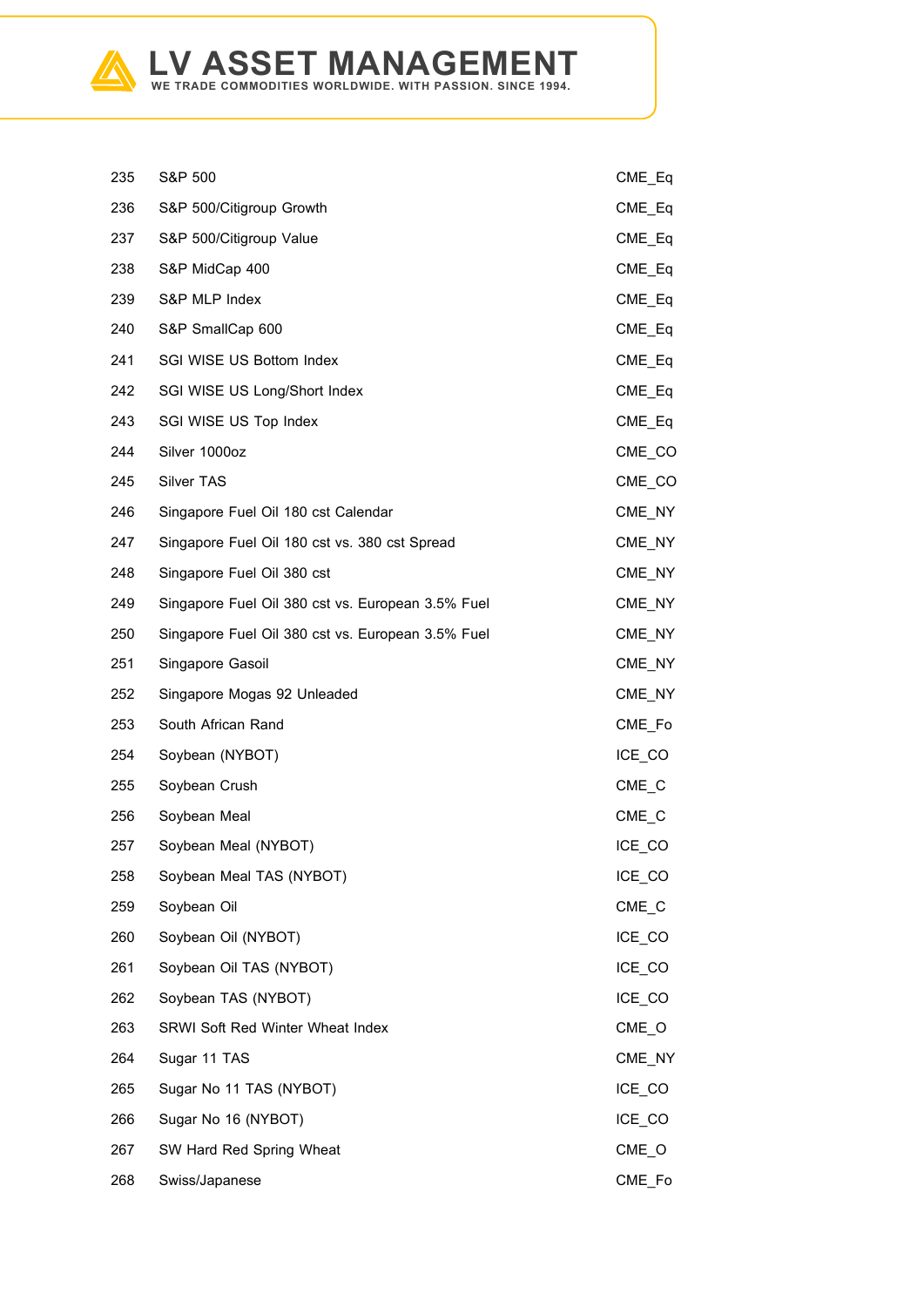| | | |
|---|---|---|
| 235 | S&P 500 | CME_Eq |
| 236 | S&P 500/Citigroup Growth | CME_Eq |
| 237 | S&P 500/Citigroup Value | CME_Eq |
| 238 | S&P MidCap 400 | CME_Eq |
| 239 | S&P MLP Index | CME_Eq |
| 240 | S&P SmallCap 600 | CME_Eq |
| 241 | SGI WISE US Bottom Index | CME_Eq |
| 242 | SGI WISE US Long/Short Index | CME_Eq |
| 243 | SGI WISE US Top Index | CME_Eq |
| 244 | Silver 1000oz | CME_CO |
| 245 | Silver TAS | CME_CO |
| 246 | Singapore Fuel Oil 180 cst Calendar | CME_NY |
| 247 | Singapore Fuel Oil 180 cst vs. 380 cst Spread | CME_NY |
| 248 | Singapore Fuel Oil 380 cst | CME_NY |
| 249 | Singapore Fuel Oil 380 cst vs. European 3.5% Fuel | CME_NY |
| 250 | Singapore Fuel Oil 380 cst vs. European 3.5% Fuel | CME_NY |
| 251 | Singapore Gasoil | CME_NY |
| 252 | Singapore Mogas 92 Unleaded | CME_NY |
| 253 | South African Rand | CME_Fo |
| 254 | Soybean (NYBOT) | ICE_CO |
| 255 | Soybean Crush | CME_C |
| 256 | Soybean Meal | CME_C |
| 257 | Soybean Meal (NYBOT) | ICE_CO |
| 258 | Soybean Meal TAS (NYBOT) | ICE_CO |
| 259 | Soybean Oil | CME_C |
| 260 | Soybean Oil (NYBOT) | ICE_CO |
| 261 | Soybean Oil TAS (NYBOT) | ICE_CO |
| 262 | Soybean TAS (NYBOT) | ICE_CO |
| 263 | SRWI Soft Red Winter Wheat Index | CME_O |
| 264 | Sugar 11 TAS | CME_NY |
| 265 | Sugar No 11 TAS (NYBOT) | ICE_CO |
| 266 | Sugar No 16 (NYBOT) | ICE_CO |
| 267 | SW Hard Red Spring Wheat | CME_O |
| 268 | Swiss/Japanese | CME_Fo |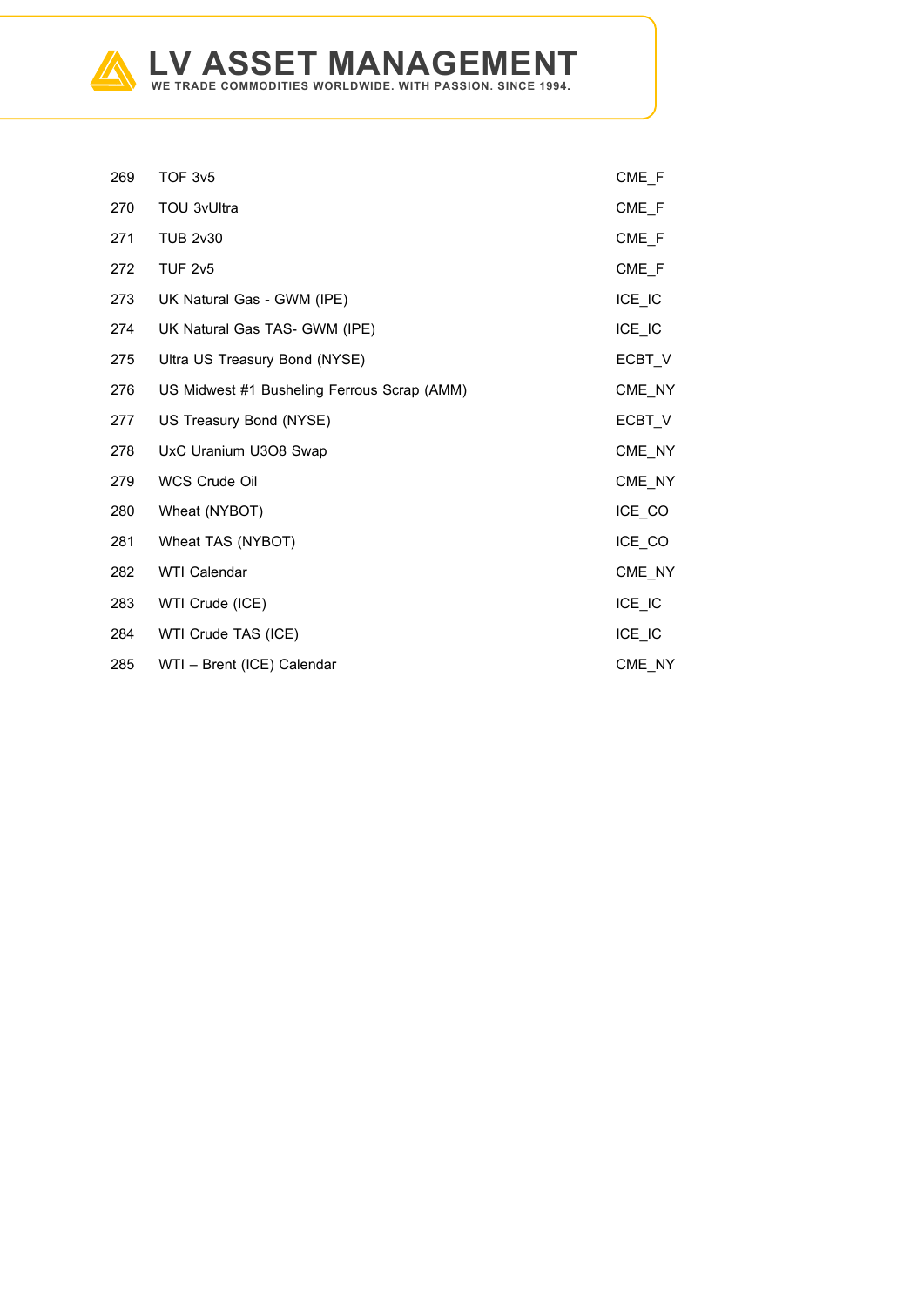| | | |
|---|---|---|
| 269 | TOF 3v5 | CME_F |
| 270 | TOU 3vUltra | CME_F |
| 271 | TUB 2v30 | CME_F |
| 272 | TUF 2v5 | CME_F |
| 273 | UK Natural Gas - GWM (IPE) | ICE_IC |
| 274 | UK Natural Gas TAS- GWM (IPE) | ICE_IC |
| 275 | Ultra US Treasury Bond (NYSE) | ECBT_V |
| 276 | US Midwest #1 Busheling Ferrous Scrap (AMM) | CME_NY |
| 277 | US Treasury Bond (NYSE) | ECBT_V |
| 278 | UxC Uranium U3O8 Swap | CME_NY |
| 279 | WCS Crude Oil | CME_NY |
| 280 | Wheat (NYBOT) | ICE_CO |
| 281 | Wheat TAS (NYBOT) | ICE_CO |
| 282 | WTI Calendar | CME_NY |
| 283 | WTI Crude (ICE) | ICE_IC |
| 284 | WTI Crude TAS (ICE) | ICE_IC |
| 285 | WTI – Brent (ICE) Calendar | CME_NY |